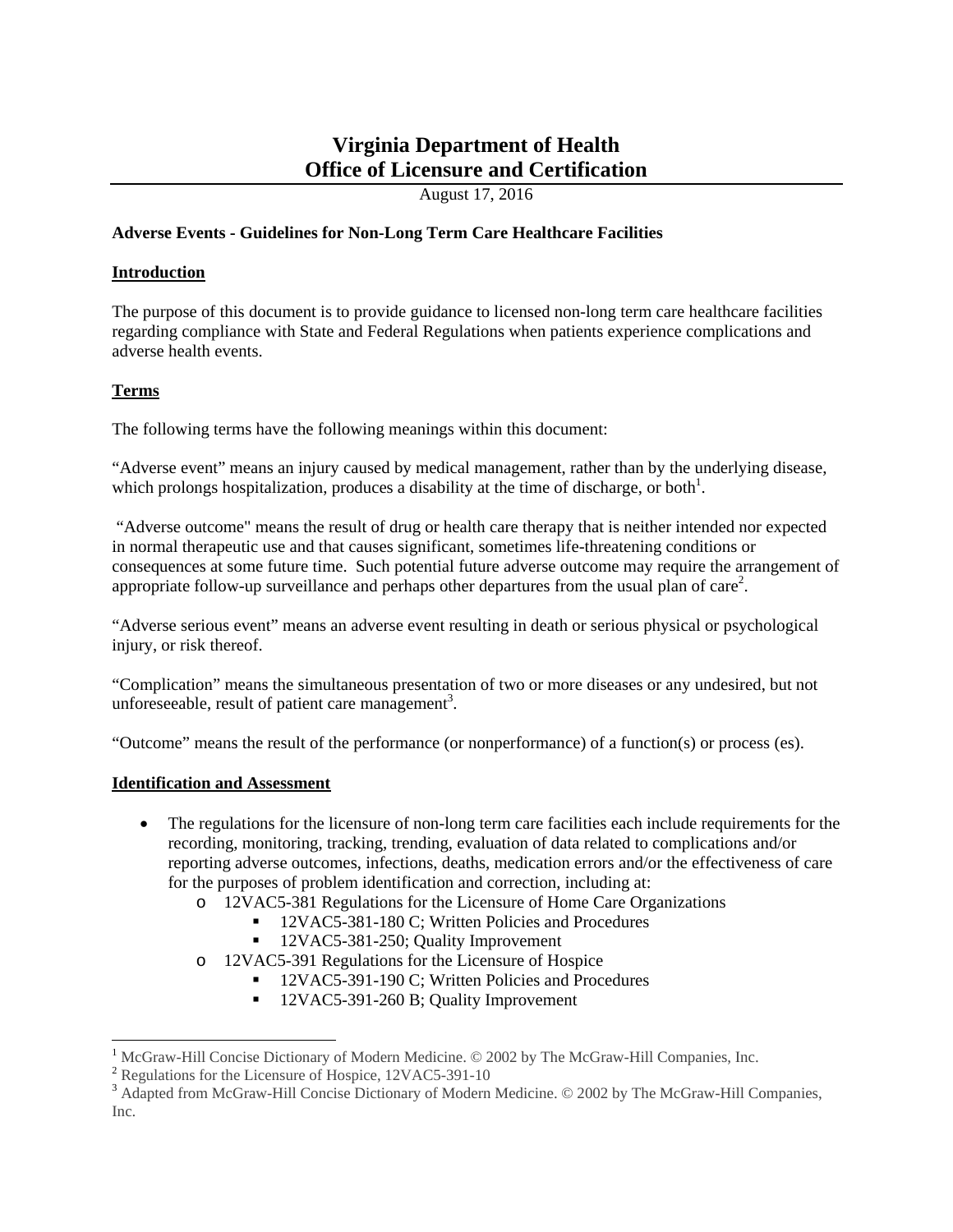# Virginia Department of Health
# Office of Licensure and Certification

August 17, 2016

**Adverse Events - Guidelines for Non-Long Term Care Healthcare Facilities**

## Introduction

The purpose of this document is to provide guidance to licensed non-long term care healthcare facilities regarding compliance with State and Federal Regulations when patients experience complications and adverse health events.

## Terms

The following terms have the following meanings within this document:

"Adverse event" means an injury caused by medical management, rather than by the underlying disease, which prolongs hospitalization, produces a disability at the time of discharge, or both[1].

"Adverse outcome" means the result of drug or health care therapy that is neither intended nor expected in normal therapeutic use and that causes significant, sometimes life-threatening conditions or consequences at some future time. Such potential future adverse outcome may require the arrangement of appropriate follow-up surveillance and perhaps other departures from the usual plan of care[2].

"Adverse serious event" means an adverse event resulting in death or serious physical or psychological injury, or risk thereof.

"Complication" means the simultaneous presentation of two or more diseases or any undesired, but not unforeseeable, result of patient care management[3].

"Outcome" means the result of the performance (or nonperformance) of a function(s) or process (es).

## Identification and Assessment

- The regulations for the licensure of non-long term care facilities each include requirements for the recording, monitoring, tracking, trending, evaluation of data related to complications and/or reporting adverse outcomes, infections, deaths, medication errors and/or the effectiveness of care for the purposes of problem identification and correction, including at:
  - 12VAC5-381 Regulations for the Licensure of Home Care Organizations
    - 12VAC5-381-180 C; Written Policies and Procedures
    - 12VAC5-381-250; Quality Improvement
  - 12VAC5-391 Regulations for the Licensure of Hospice
    - 12VAC5-391-190 C; Written Policies and Procedures
    - 12VAC5-391-260 B; Quality Improvement

---

[1] McGraw-Hill Concise Dictionary of Modern Medicine. © 2002 by The McGraw-Hill Companies, Inc.

[2] Regulations for the Licensure of Hospice, 12VAC5-391-10

[3] Adapted from McGraw-Hill Concise Dictionary of Modern Medicine. © 2002 by The McGraw-Hill Companies, Inc.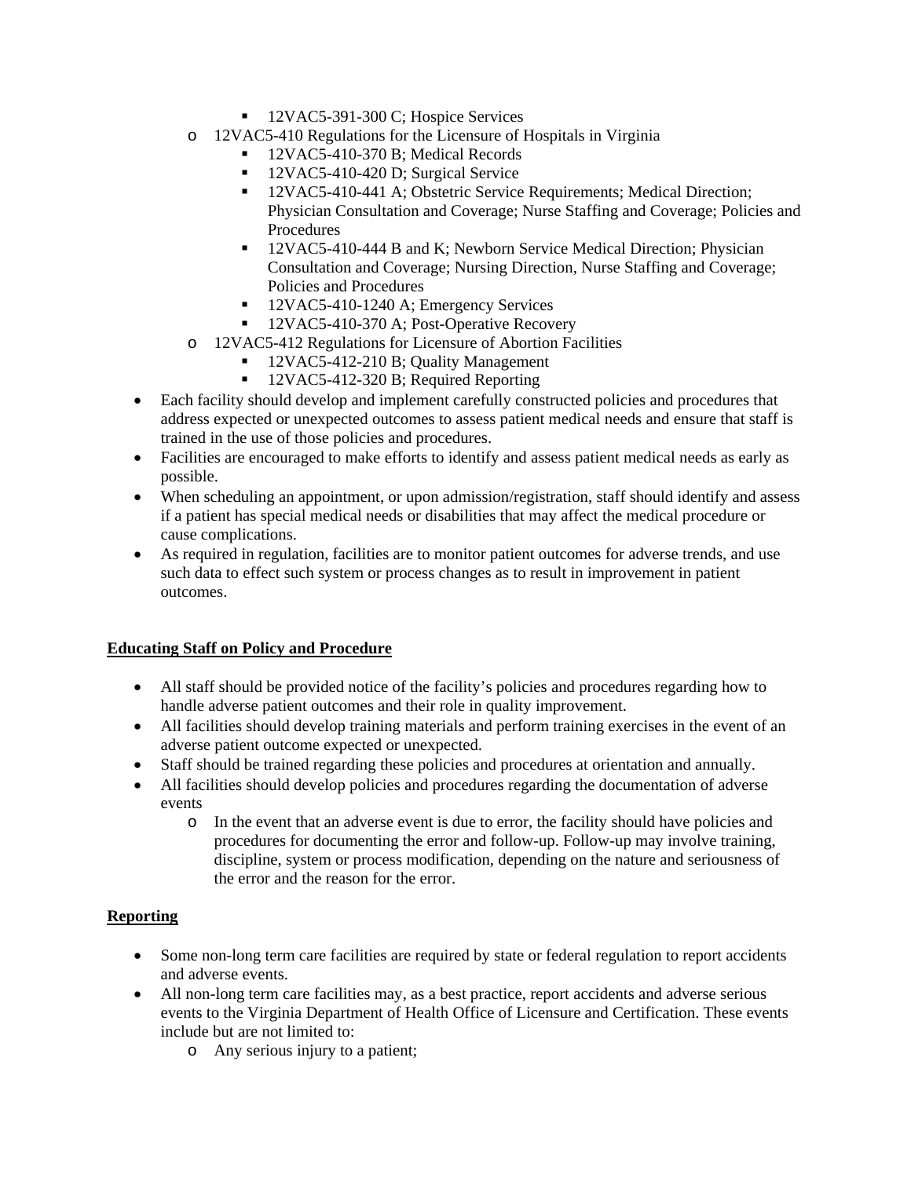- 12VAC5-391-300 C; Hospice Services
    - 12VAC5-410 Regulations for the Licensure of Hospitals in Virginia
        - 12VAC5-410-370 B; Medical Records
        - 12VAC5-410-420 D; Surgical Service
        - 12VAC5-410-441 A; Obstetric Service Requirements; Medical Direction; Physician Consultation and Coverage; Nurse Staffing and Coverage; Policies and Procedures
        - 12VAC5-410-444 B and K; Newborn Service Medical Direction; Physician Consultation and Coverage; Nursing Direction, Nurse Staffing and Coverage; Policies and Procedures
        - 12VAC5-410-1240 A; Emergency Services
        - 12VAC5-410-370 A; Post-Operative Recovery
    - 12VAC5-412 Regulations for Licensure of Abortion Facilities
        - 12VAC5-412-210 B; Quality Management
        - 12VAC5-412-320 B; Required Reporting
- Each facility should develop and implement carefully constructed policies and procedures that address expected or unexpected outcomes to assess patient medical needs and ensure that staff is trained in the use of those policies and procedures.
- Facilities are encouraged to make efforts to identify and assess patient medical needs as early as possible.
- When scheduling an appointment, or upon admission/registration, staff should identify and assess if a patient has special medical needs or disabilities that may affect the medical procedure or cause complications.
- As required in regulation, facilities are to monitor patient outcomes for adverse trends, and use such data to effect such system or process changes as to result in improvement in patient outcomes.

**Educating Staff on Policy and Procedure**

- All staff should be provided notice of the facility's policies and procedures regarding how to handle adverse patient outcomes and their role in quality improvement.
- All facilities should develop training materials and perform training exercises in the event of an adverse patient outcome expected or unexpected.
- Staff should be trained regarding these policies and procedures at orientation and annually.
- All facilities should develop policies and procedures regarding the documentation of adverse events
    - In the event that an adverse event is due to error, the facility should have policies and procedures for documenting the error and follow-up. Follow-up may involve training, discipline, system or process modification, depending on the nature and seriousness of the error and the reason for the error.

**Reporting**

- Some non-long term care facilities are required by state or federal regulation to report accidents and adverse events.
- All non-long term care facilities may, as a best practice, report accidents and adverse serious events to the Virginia Department of Health Office of Licensure and Certification. These events include but are not limited to:
    - Any serious injury to a patient;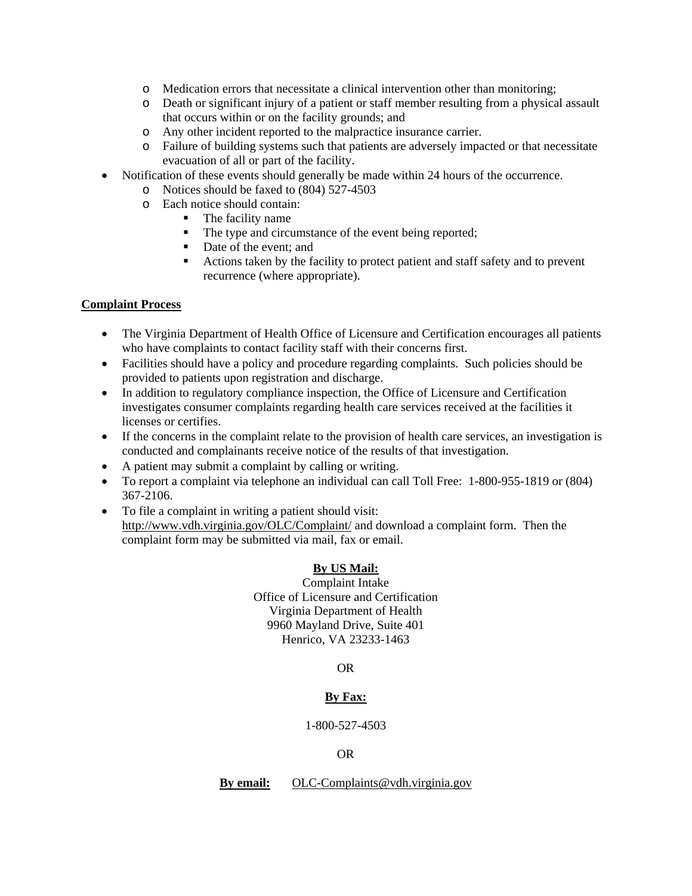- Medication errors that necessitate a clinical intervention other than monitoring;
  - Death or significant injury of a patient or staff member resulting from a physical assault that occurs within or on the facility grounds; and
  - Any other incident reported to the malpractice insurance carrier.
  - Failure of building systems such that patients are adversely impacted or that necessitate evacuation of all or part of the facility.
- Notification of these events should generally be made within 24 hours of the occurrence.
  - Notices should be faxed to (804) 527-4503
  - Each notice should contain:
    - The facility name
    - The type and circumstance of the event being reported;
    - Date of the event; and
    - Actions taken by the facility to protect patient and staff safety and to prevent recurrence (where appropriate).

**Complaint Process**

- The Virginia Department of Health Office of Licensure and Certification encourages all patients who have complaints to contact facility staff with their concerns first.
- Facilities should have a policy and procedure regarding complaints. Such policies should be provided to patients upon registration and discharge.
- In addition to regulatory compliance inspection, the Office of Licensure and Certification investigates consumer complaints regarding health care services received at the facilities it licenses or certifies.
- If the concerns in the complaint relate to the provision of health care services, an investigation is conducted and complainants receive notice of the results of that investigation.
- A patient may submit a complaint by calling or writing.
- To report a complaint via telephone an individual can call Toll Free: 1-800-955-1819 or (804) 367-2106.
- To file a complaint in writing a patient should visit: http://www.vdh.virginia.gov/OLC/Complaint/ and download a complaint form. Then the complaint form may be submitted via mail, fax or email.

**By US Mail:**

Complaint Intake
Office of Licensure and Certification
Virginia Department of Health
9960 Mayland Drive, Suite 401
Henrico, VA 23233-1463

OR

**By Fax:**

1-800-527-4503

OR

**By email:** OLC-Complaints@vdh.virginia.gov